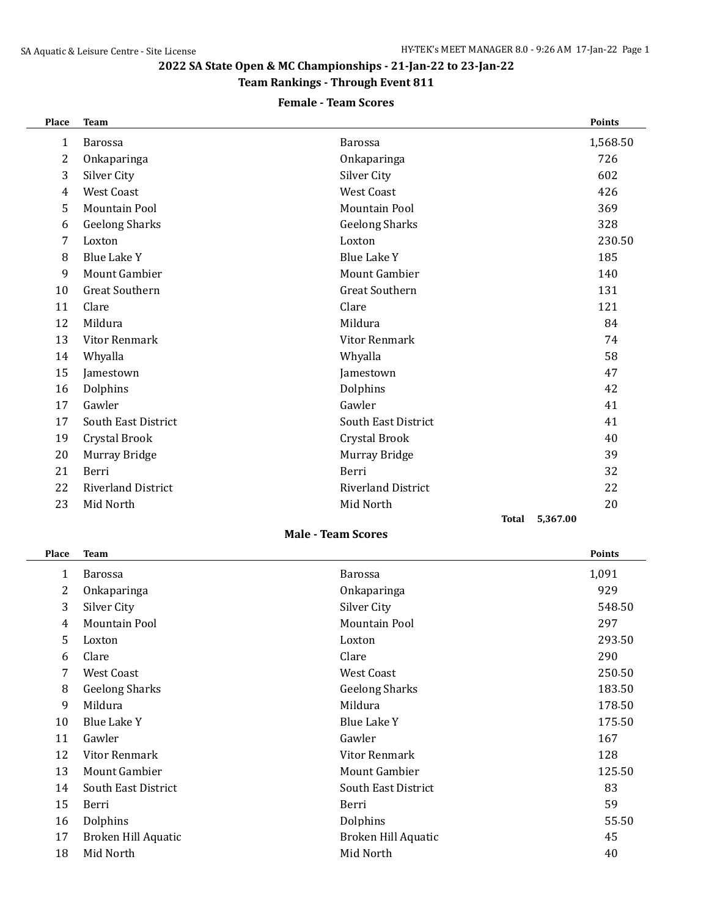## 2022 SA State Open & MC Championships - 21-Jan-22 to 23-Jan-22

## Team Rankings - Through Event 811

### Female - Team Scores

| Place | Team | | Points |
|---|---|---|---|
| 1 | Barossa | Barossa | 1,568.50 |
| 2 | Onkaparinga | Onkaparinga | 726 |
| 3 | Silver City | Silver City | 602 |
| 4 | West Coast | West Coast | 426 |
| 5 | Mountain Pool | Mountain Pool | 369 |
| 6 | Geelong Sharks | Geelong Sharks | 328 |
| 7 | Loxton | Loxton | 230.50 |
| 8 | Blue Lake Y | Blue Lake Y | 185 |
| 9 | Mount Gambier | Mount Gambier | 140 |
| 10 | Great Southern | Great Southern | 131 |
| 11 | Clare | Clare | 121 |
| 12 | Mildura | Mildura | 84 |
| 13 | Vitor Renmark | Vitor Renmark | 74 |
| 14 | Whyalla | Whyalla | 58 |
| 15 | Jamestown | Jamestown | 47 |
| 16 | Dolphins | Dolphins | 42 |
| 17 | Gawler | Gawler | 41 |
| 17 | South East District | South East District | 41 |
| 19 | Crystal Brook | Crystal Brook | 40 |
| 20 | Murray Bridge | Murray Bridge | 39 |
| 21 | Berri | Berri | 32 |
| 22 | Riverland District | Riverland District | 22 |
| 23 | Mid North | Mid North | 20 |
| | | **Total** | **5,367.00** |

### Male - Team Scores

| Place | Team | | Points |
|---|---|---|---|
| 1 | Barossa | Barossa | 1,091 |
| 2 | Onkaparinga | Onkaparinga | 929 |
| 3 | Silver City | Silver City | 548.50 |
| 4 | Mountain Pool | Mountain Pool | 297 |
| 5 | Loxton | Loxton | 293.50 |
| 6 | Clare | Clare | 290 |
| 7 | West Coast | West Coast | 250.50 |
| 8 | Geelong Sharks | Geelong Sharks | 183.50 |
| 9 | Mildura | Mildura | 178.50 |
| 10 | Blue Lake Y | Blue Lake Y | 175.50 |
| 11 | Gawler | Gawler | 167 |
| 12 | Vitor Renmark | Vitor Renmark | 128 |
| 13 | Mount Gambier | Mount Gambier | 125.50 |
| 14 | South East District | South East District | 83 |
| 15 | Berri | Berri | 59 |
| 16 | Dolphins | Dolphins | 55.50 |
| 17 | Broken Hill Aquatic | Broken Hill Aquatic | 45 |
| 18 | Mid North | Mid North | 40 |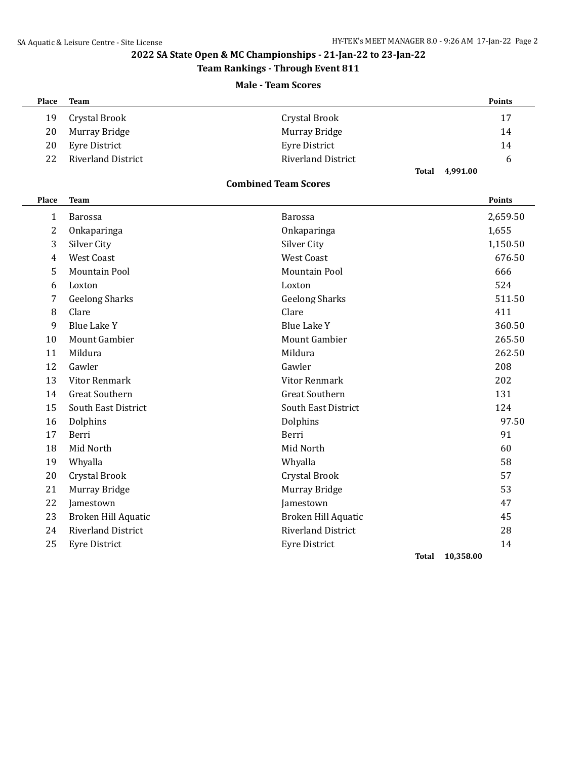## 2022 SA State Open & MC Championships - 21-Jan-22 to 23-Jan-22

### Team Rankings - Through Event 811

#### Male - Team Scores

| Place | Team | | Points |
|---|---|---|---|
| 19 | Crystal Brook | Crystal Brook | 17 |
| 20 | Murray Bridge | Murray Bridge | 14 |
| 20 | Eyre District | Eyre District | 14 |
| 22 | Riverland District | Riverland District | 6 |
| | | Total | 4,991.00 |

#### Combined Team Scores

| Place | Team | | Points |
|---|---|---|---|
| 1 | Barossa | Barossa | 2,659.50 |
| 2 | Onkaparinga | Onkaparinga | 1,655 |
| 3 | Silver City | Silver City | 1,150.50 |
| 4 | West Coast | West Coast | 676.50 |
| 5 | Mountain Pool | Mountain Pool | 666 |
| 6 | Loxton | Loxton | 524 |
| 7 | Geelong Sharks | Geelong Sharks | 511.50 |
| 8 | Clare | Clare | 411 |
| 9 | Blue Lake Y | Blue Lake Y | 360.50 |
| 10 | Mount Gambier | Mount Gambier | 265.50 |
| 11 | Mildura | Mildura | 262.50 |
| 12 | Gawler | Gawler | 208 |
| 13 | Vitor Renmark | Vitor Renmark | 202 |
| 14 | Great Southern | Great Southern | 131 |
| 15 | South East District | South East District | 124 |
| 16 | Dolphins | Dolphins | 97.50 |
| 17 | Berri | Berri | 91 |
| 18 | Mid North | Mid North | 60 |
| 19 | Whyalla | Whyalla | 58 |
| 20 | Crystal Brook | Crystal Brook | 57 |
| 21 | Murray Bridge | Murray Bridge | 53 |
| 22 | Jamestown | Jamestown | 47 |
| 23 | Broken Hill Aquatic | Broken Hill Aquatic | 45 |
| 24 | Riverland District | Riverland District | 28 |
| 25 | Eyre District | Eyre District | 14 |
| | | Total | 10,358.00 |